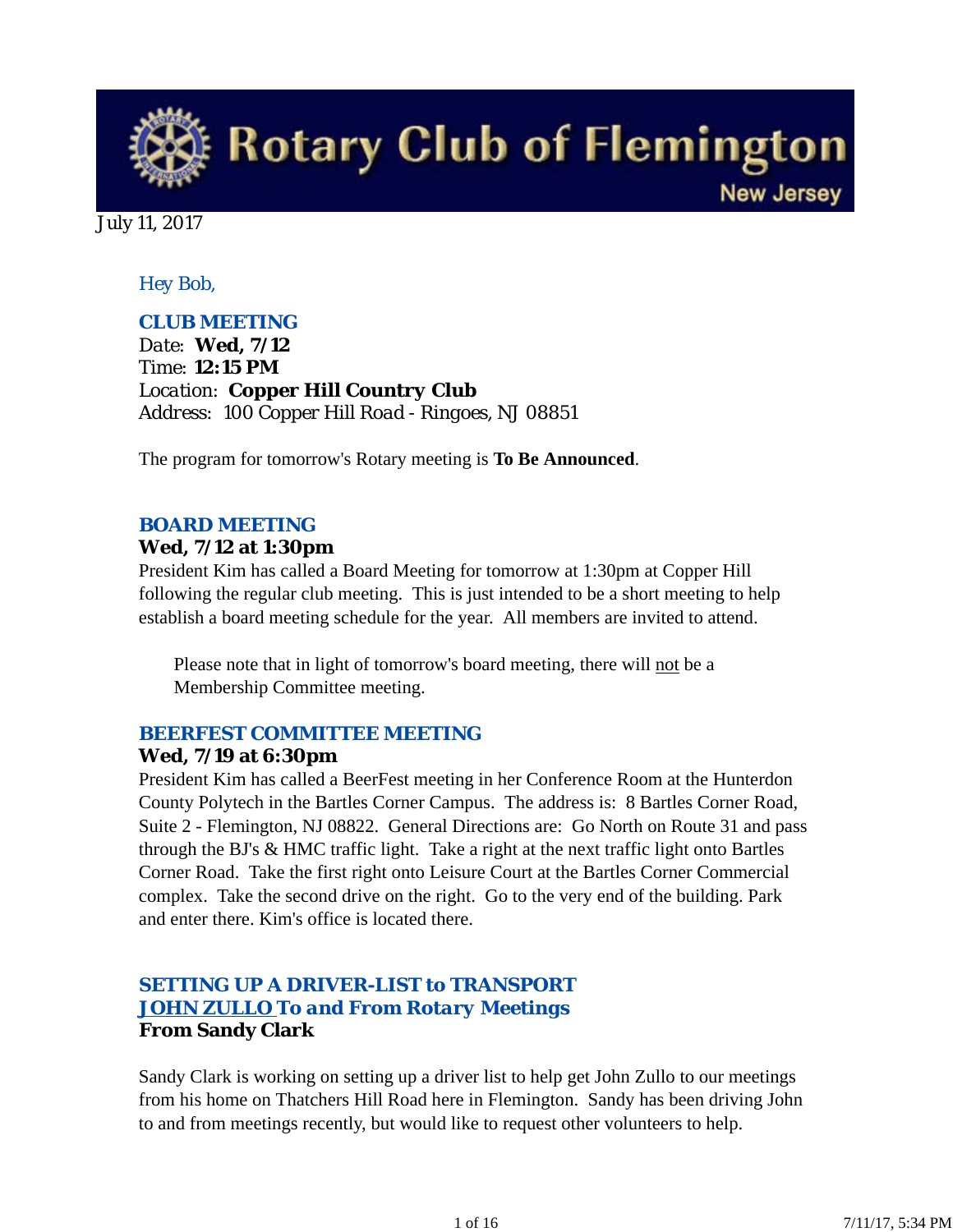# Rotary Club of Flemington New Jersey

July 11, 2017

*Hey Bob,*

### CLUB MEETING

Date: **Wed, 7/12**
Time: **12:15 PM**
Location: **Copper Hill Country Club**
Address: 100 Copper Hill Road - Ringoes, NJ 08851

The program for tomorrow's Rotary meeting is **To Be Announced**.

### BOARD MEETING

**Wed, 7/12 at 1:30pm**

President Kim has called a Board Meeting for tomorrow at 1:30pm at Copper Hill following the regular club meeting. This is just intended to be a short meeting to help establish a board meeting schedule for the year. All members are invited to attend.

> Please note that in light of tomorrow's board meeting, there will not be a Membership Committee meeting.

### BEERFEST COMMITTEE MEETING

**Wed, 7/19 at 6:30pm**

President Kim has called a BeerFest meeting in her Conference Room at the Hunterdon County Polytech in the Bartles Corner Campus. The address is: 8 Bartles Corner Road, Suite 2 - Flemington, NJ 08822. General Directions are: Go North on Route 31 and pass through the BJ's & HMC traffic light. Take a right at the next traffic light onto Bartles Corner Road. Take the first right onto Leisure Court at the Bartles Corner Commercial complex. Take the second drive on the right. Go to the very end of the building. Park and enter there. Kim's office is located there.

### SETTING UP A DRIVER-LIST to TRANSPORT *JOHN ZULLO To and From Rotary Meetings*

**From Sandy Clark**

Sandy Clark is working on setting up a driver list to help get John Zullo to our meetings from his home on Thatchers Hill Road here in Flemington. Sandy has been driving John to and from meetings recently, but would like to request other volunteers to help.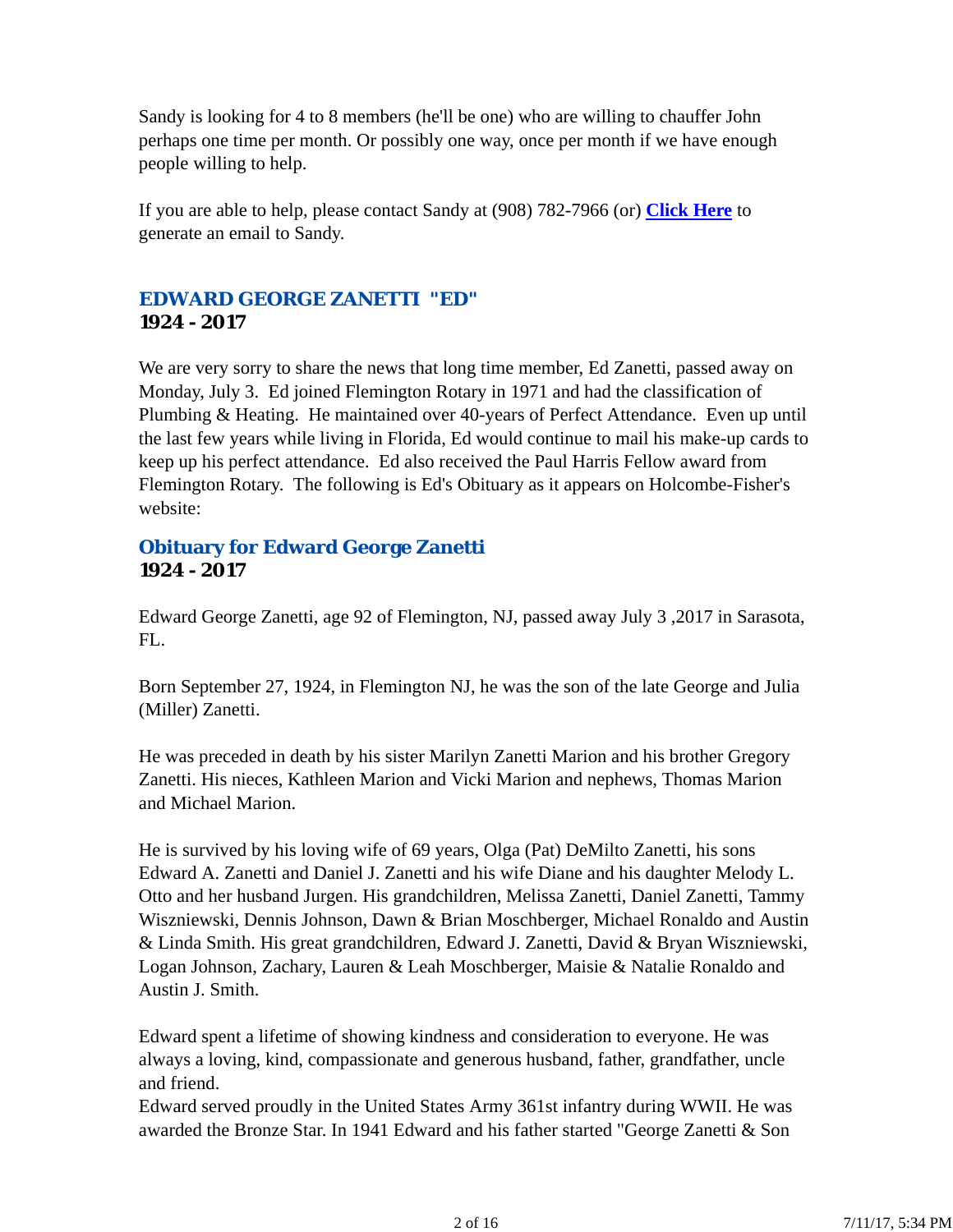Sandy is looking for 4 to 8 members (he'll be one) who are willing to chauffer John perhaps one time per month. Or possibly one way, once per month if we have enough people willing to help.

If you are able to help, please contact Sandy at (908) 782-7966 (or) **Click Here** to generate an email to Sandy.

## EDWARD GEORGE ZANETTI "ED"
**1924 - 2017**

We are very sorry to share the news that long time member, Ed Zanetti, passed away on Monday, July 3. Ed joined Flemington Rotary in 1971 and had the classification of Plumbing & Heating. He maintained over 40-years of Perfect Attendance. Even up until the last few years while living in Florida, Ed would continue to mail his make-up cards to keep up his perfect attendance. Ed also received the Paul Harris Fellow award from Flemington Rotary. The following is Ed's Obituary as it appears on Holcombe-Fisher's website:

## Obituary for Edward George Zanetti
**1924 - 2017**

Edward George Zanetti, age 92 of Flemington, NJ, passed away July 3 ,2017 in Sarasota, FL.

Born September 27, 1924, in Flemington NJ, he was the son of the late George and Julia (Miller) Zanetti.

He was preceded in death by his sister Marilyn Zanetti Marion and his brother Gregory Zanetti. His nieces, Kathleen Marion and Vicki Marion and nephews, Thomas Marion and Michael Marion.

He is survived by his loving wife of 69 years, Olga (Pat) DeMilto Zanetti, his sons Edward A. Zanetti and Daniel J. Zanetti and his wife Diane and his daughter Melody L. Otto and her husband Jurgen. His grandchildren, Melissa Zanetti, Daniel Zanetti, Tammy Wiszniewski, Dennis Johnson, Dawn & Brian Moschberger, Michael Ronaldo and Austin & Linda Smith. His great grandchildren, Edward J. Zanetti, David & Bryan Wiszniewski, Logan Johnson, Zachary, Lauren & Leah Moschberger, Maisie & Natalie Ronaldo and Austin J. Smith.

Edward spent a lifetime of showing kindness and consideration to everyone. He was always a loving, kind, compassionate and generous husband, father, grandfather, uncle and friend.
Edward served proudly in the United States Army 361st infantry during WWII. He was awarded the Bronze Star. In 1941 Edward and his father started "George Zanetti & Son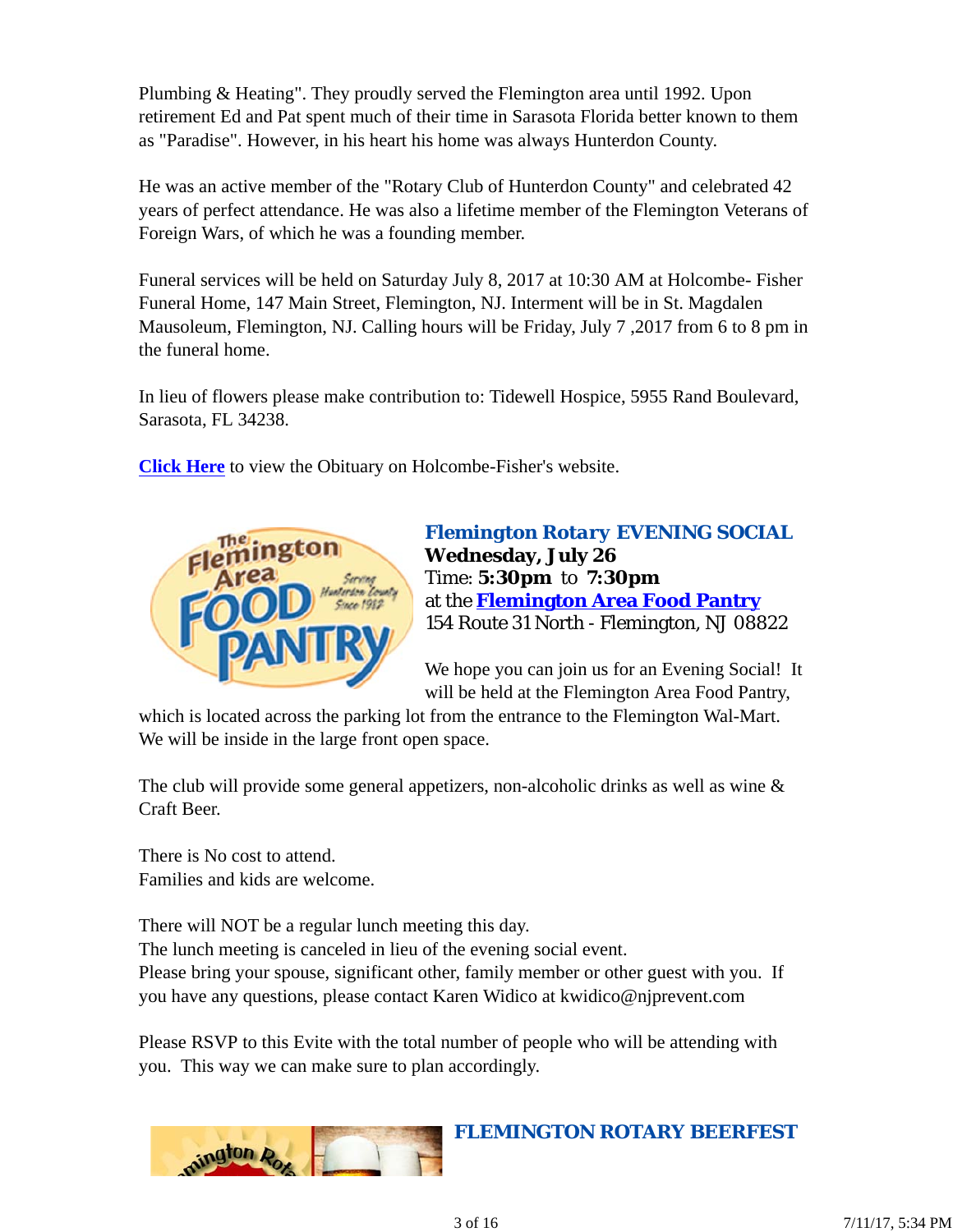Plumbing & Heating". They proudly served the Flemington area until 1992. Upon retirement Ed and Pat spent much of their time in Sarasota Florida better known to them as "Paradise". However, in his heart his home was always Hunterdon County.

He was an active member of the "Rotary Club of Hunterdon County" and celebrated 42 years of perfect attendance. He was also a lifetime member of the Flemington Veterans of Foreign Wars, of which he was a founding member.

Funeral services will be held on Saturday July 8, 2017 at 10:30 AM at Holcombe- Fisher Funeral Home, 147 Main Street, Flemington, NJ. Interment will be in St. Magdalen Mausoleum, Flemington, NJ. Calling hours will be Friday, July 7 ,2017 from 6 to 8 pm in the funeral home.

In lieu of flowers please make contribution to: Tidewell Hospice, 5955 Rand Boulevard, Sarasota, FL 34238.

**Click Here** to view the Obituary on Holcombe-Fisher's website.

### Flemington Rotary EVENING SOCIAL

**Wednesday, July 26**
Time: **5:30pm** to **7:30pm**
at the **Flemington Area Food Pantry**
154 Route 31 North - Flemington, NJ 08822

We hope you can join us for an Evening Social! It will be held at the Flemington Area Food Pantry, which is located across the parking lot from the entrance to the Flemington Wal-Mart. We will be inside in the large front open space.

The club will provide some general appetizers, non-alcoholic drinks as well as wine & Craft Beer.

There is No cost to attend.
Families and kids are welcome.

There will NOT be a regular lunch meeting this day.
The lunch meeting is canceled in lieu of the evening social event.
Please bring your spouse, significant other, family member or other guest with you. If you have any questions, please contact Karen Widico at kwidico@njprevent.com

Please RSVP to this Evite with the total number of people who will be attending with you. This way we can make sure to plan accordingly.

### FLEMINGTON ROTARY BEERFEST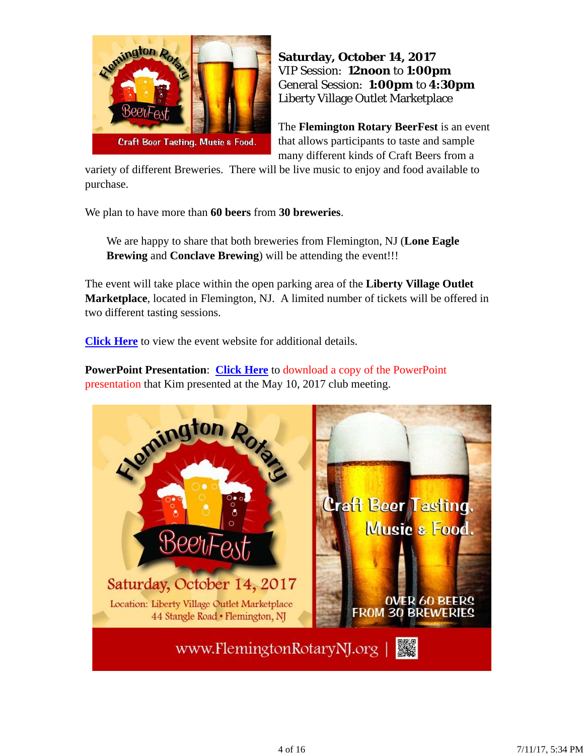**Saturday, October 14, 2017**
VIP Session: **12noon** to **1:00pm**
General Session: **1:00pm** to **4:30pm**
Liberty Village Outlet Marketplace

The **Flemington Rotary BeerFest** is an event that allows participants to taste and sample many different kinds of Craft Beers from a variety of different Breweries. There will be live music to enjoy and food available to purchase.

We plan to have more than **60 beers** from **30 breweries**.

> We are happy to share that both breweries from Flemington, NJ (**Lone Eagle Brewing** and **Conclave Brewing**) will be attending the event!!!

The event will take place within the open parking area of the **Liberty Village Outlet Marketplace**, located in Flemington, NJ. A limited number of tickets will be offered in two different tasting sessions.

**Click Here** to view the event website for additional details.

**PowerPoint Presentation**: **Click Here** to download a copy of the PowerPoint presentation that Kim presented at the May 10, 2017 club meeting.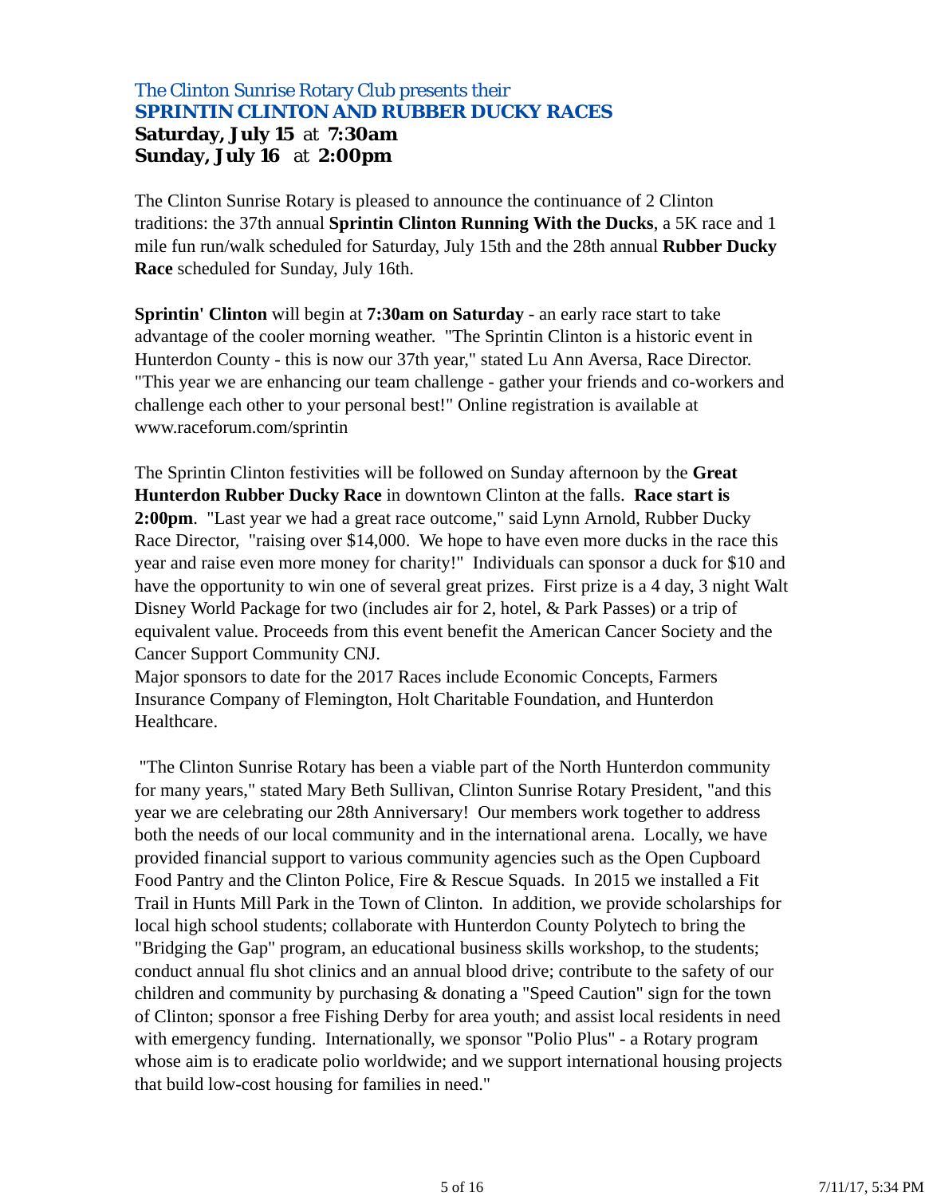The Clinton Sunrise Rotary Club presents their
**SPRINTIN CLINTON AND RUBBER DUCKY RACES**
**Saturday, July 15** at **7:30am**
**Sunday, July 16** at **2:00pm**

The Clinton Sunrise Rotary is pleased to announce the continuance of 2 Clinton traditions: the 37th annual **Sprintin Clinton Running With the Ducks**, a 5K race and 1 mile fun run/walk scheduled for Saturday, July 15th and the 28th annual **Rubber Ducky Race** scheduled for Sunday, July 16th.

**Sprintin' Clinton** will begin at **7:30am on Saturday** - an early race start to take advantage of the cooler morning weather. "The Sprintin Clinton is a historic event in Hunterdon County - this is now our 37th year," stated Lu Ann Aversa, Race Director. "This year we are enhancing our team challenge - gather your friends and co-workers and challenge each other to your personal best!" Online registration is available at www.raceforum.com/sprintin

The Sprintin Clinton festivities will be followed on Sunday afternoon by the **Great Hunterdon Rubber Ducky Race** in downtown Clinton at the falls. **Race start is 2:00pm**. "Last year we had a great race outcome," said Lynn Arnold, Rubber Ducky Race Director, "raising over $14,000. We hope to have even more ducks in the race this year and raise even more money for charity!" Individuals can sponsor a duck for $10 and have the opportunity to win one of several great prizes. First prize is a 4 day, 3 night Walt Disney World Package for two (includes air for 2, hotel, & Park Passes) or a trip of equivalent value. Proceeds from this event benefit the American Cancer Society and the Cancer Support Community CNJ.
Major sponsors to date for the 2017 Races include Economic Concepts, Farmers Insurance Company of Flemington, Holt Charitable Foundation, and Hunterdon Healthcare.

"The Clinton Sunrise Rotary has been a viable part of the North Hunterdon community for many years," stated Mary Beth Sullivan, Clinton Sunrise Rotary President, "and this year we are celebrating our 28th Anniversary! Our members work together to address both the needs of our local community and in the international arena. Locally, we have provided financial support to various community agencies such as the Open Cupboard Food Pantry and the Clinton Police, Fire & Rescue Squads. In 2015 we installed a Fit Trail in Hunts Mill Park in the Town of Clinton. In addition, we provide scholarships for local high school students; collaborate with Hunterdon County Polytech to bring the "Bridging the Gap" program, an educational business skills workshop, to the students; conduct annual flu shot clinics and an annual blood drive; contribute to the safety of our children and community by purchasing & donating a "Speed Caution" sign for the town of Clinton; sponsor a free Fishing Derby for area youth; and assist local residents in need with emergency funding. Internationally, we sponsor "Polio Plus" - a Rotary program whose aim is to eradicate polio worldwide; and we support international housing projects that build low-cost housing for families in need."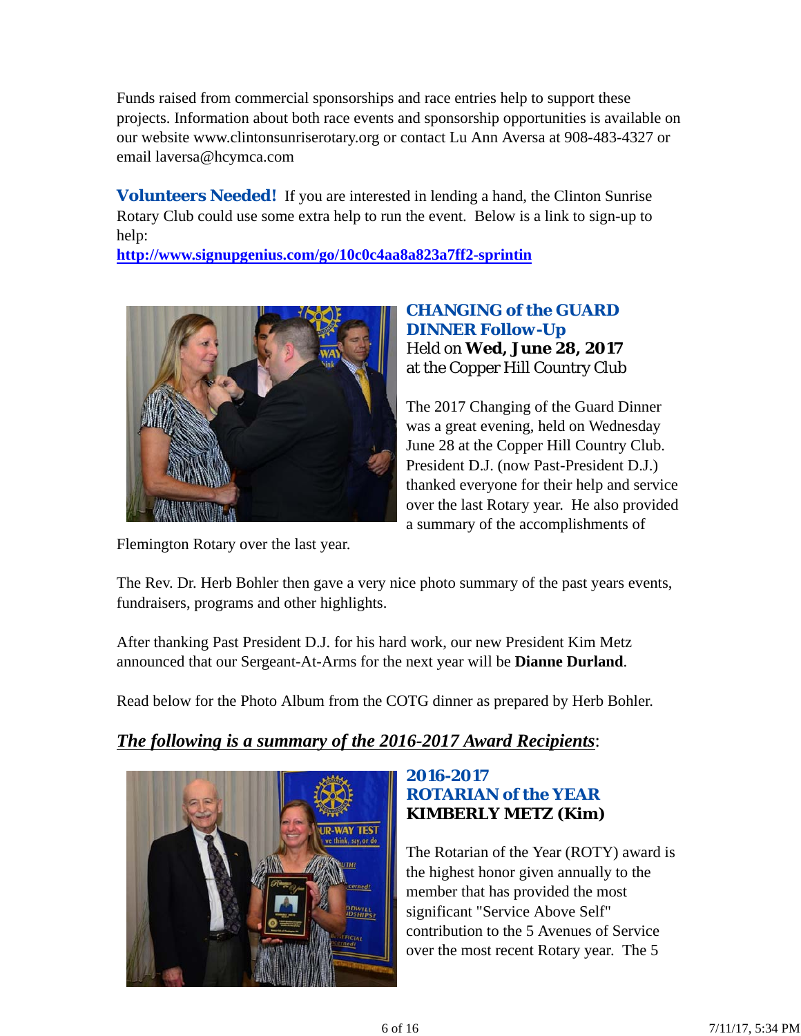Funds raised from commercial sponsorships and race entries help to support these projects. Information about both race events and sponsorship opportunities is available on our website www.clintonsunriserotary.org or contact Lu Ann Aversa at 908-483-4327 or email laversa@hcymca.com

**Volunteers Needed!** If you are interested in lending a hand, the Clinton Sunrise Rotary Club could use some extra help to run the event. Below is a link to sign-up to help:
**http://www.signupgenius.com/go/10c0c4aa8a823a7ff2-sprintin**

### CHANGING of the GUARD DINNER Follow-Up

Held on **Wed, June 28, 2017**
at the Copper Hill Country Club

The 2017 Changing of the Guard Dinner was a great evening, held on Wednesday June 28 at the Copper Hill Country Club. President D.J. (now Past-President D.J.) thanked everyone for their help and service over the last Rotary year. He also provided a summary of the accomplishments of Flemington Rotary over the last year.

The Rev. Dr. Herb Bohler then gave a very nice photo summary of the past years events, fundraisers, programs and other highlights.

After thanking Past President D.J. for his hard work, our new President Kim Metz announced that our Sergeant-At-Arms for the next year will be **Dianne Durland**.

Read below for the Photo Album from the COTG dinner as prepared by Herb Bohler.

***The following is a summary of the 2016-2017 Award Recipients***:

### 2016-2017 ROTARIAN of the YEAR

**KIMBERLY METZ (Kim)**

The Rotarian of the Year (ROTY) award is the highest honor given annually to the member that has provided the most significant "Service Above Self" contribution to the 5 Avenues of Service over the most recent Rotary year. The 5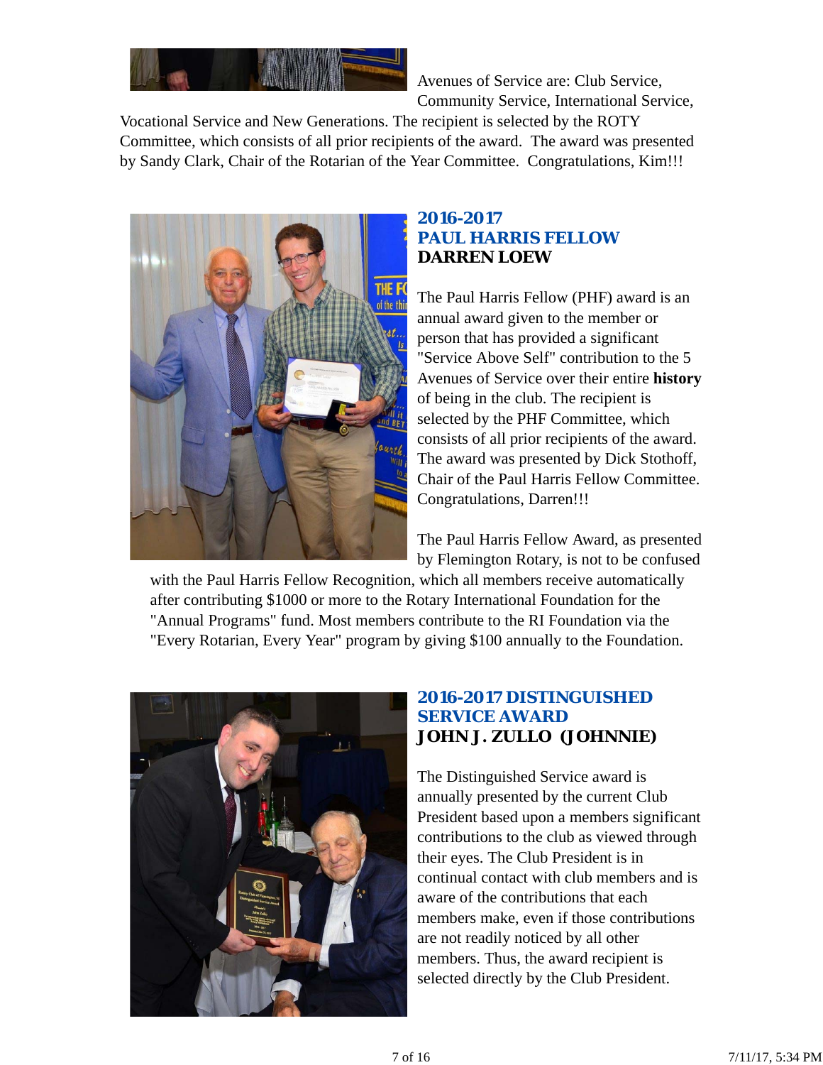Avenues of Service are: Club Service, Community Service, International Service, Vocational Service and New Generations. The recipient is selected by the ROTY Committee, which consists of all prior recipients of the award. The award was presented by Sandy Clark, Chair of the Rotarian of the Year Committee. Congratulations, Kim!!!

## 2016-2017 PAUL HARRIS FELLOW

### DARREN LOEW

The Paul Harris Fellow (PHF) award is an annual award given to the member or person that has provided a significant "Service Above Self" contribution to the 5 Avenues of Service over their entire **history** of being in the club. The recipient is selected by the PHF Committee, which consists of all prior recipients of the award. The award was presented by Dick Stothoff, Chair of the Paul Harris Fellow Committee. Congratulations, Darren!!!

The Paul Harris Fellow Award, as presented by Flemington Rotary, is not to be confused with the Paul Harris Fellow Recognition, which all members receive automatically after contributing $1000 or more to the Rotary International Foundation for the "Annual Programs" fund. Most members contribute to the RI Foundation via the "Every Rotarian, Every Year" program by giving $100 annually to the Foundation.

## 2016-2017 DISTINGUISHED SERVICE AWARD

### JOHN J. ZULLO (JOHNNIE)

The Distinguished Service award is annually presented by the current Club President based upon a members significant contributions to the club as viewed through their eyes. The Club President is in continual contact with club members and is aware of the contributions that each members make, even if those contributions are not readily noticed by all other members. Thus, the award recipient is selected directly by the Club President.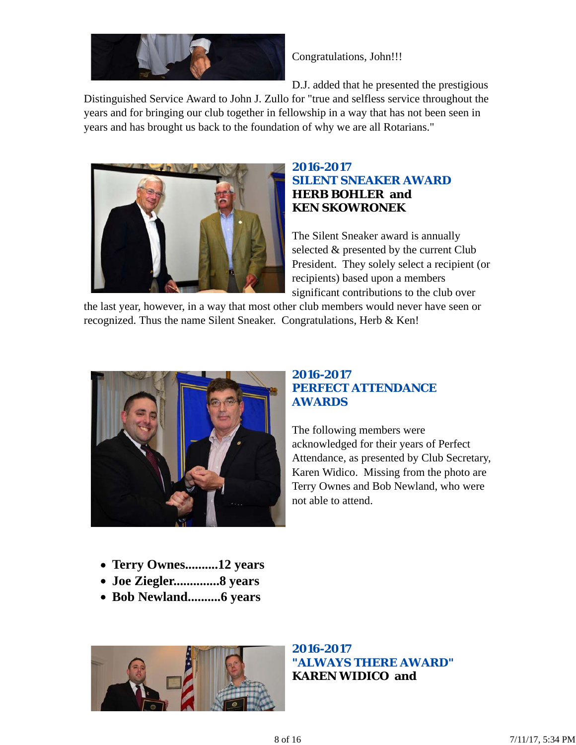Congratulations, John!!!

D.J. added that he presented the prestigious Distinguished Service Award to John J. Zullo for "true and selfless service throughout the years and for bringing our club together in fellowship in a way that has not been seen in years and has brought us back to the foundation of why we are all Rotarians."

## 2016-2017 SILENT SNEAKER AWARD

**HERB BOHLER and KEN SKOWRONEK**

The Silent Sneaker award is annually selected & presented by the current Club President. They solely select a recipient (or recipients) based upon a members significant contributions to the club over the last year, however, in a way that most other club members would never have seen or recognized. Thus the name Silent Sneaker. Congratulations, Herb & Ken!

## 2016-2017 PERFECT ATTENDANCE AWARDS

The following members were acknowledged for their years of Perfect Attendance, as presented by Club Secretary, Karen Widico. Missing from the photo are Terry Ownes and Bob Newland, who were not able to attend.

- **Terry Ownes..........12 years**
- **Joe Ziegler..............8 years**
- **Bob Newland..........6 years**

## 2016-2017 "ALWAYS THERE AWARD"

**KAREN WIDICO and**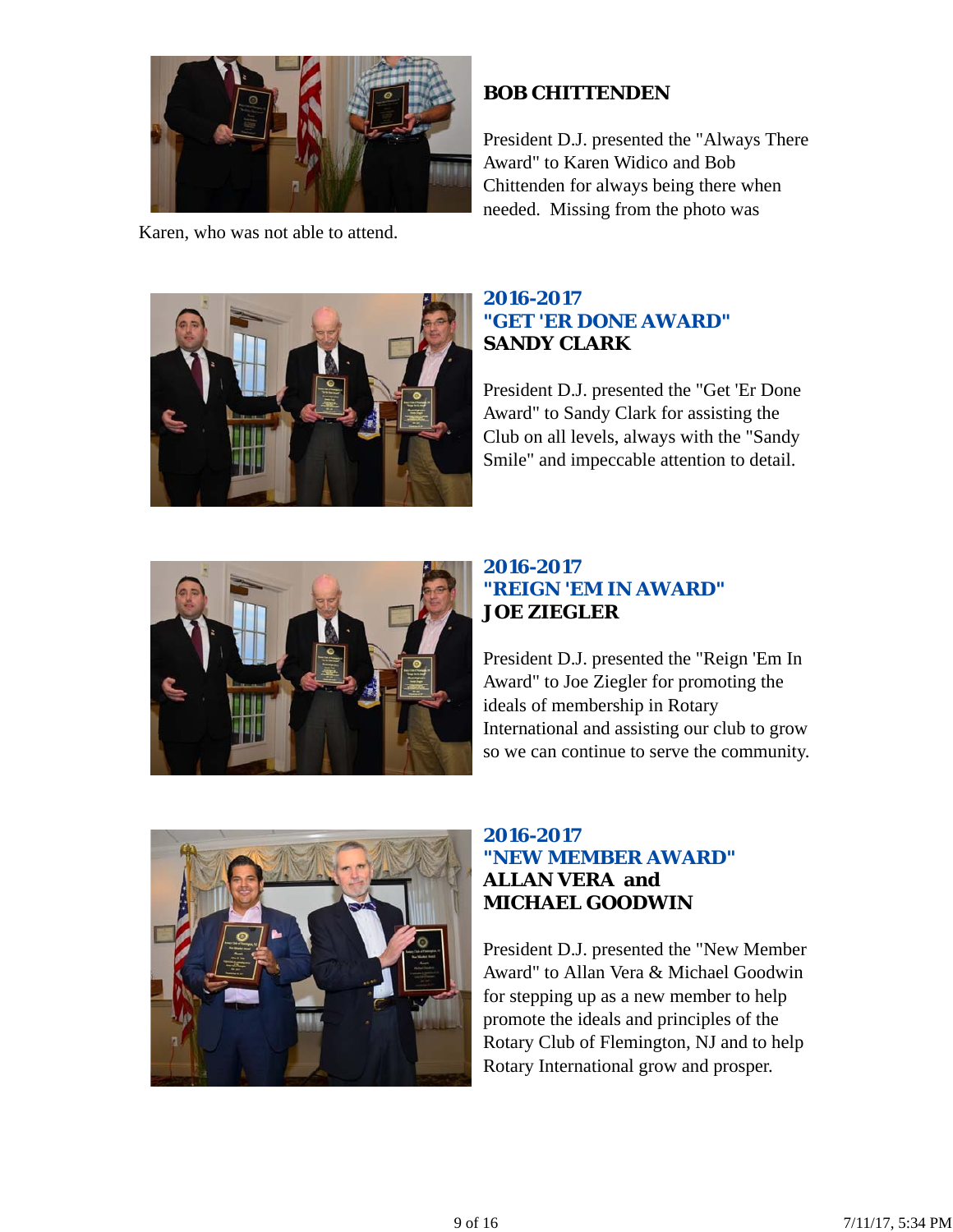## BOB CHITTENDEN

President D.J. presented the "Always There Award" to Karen Widico and Bob Chittenden for always being there when needed. Missing from the photo was Karen, who was not able to attend.

## 2016-2017 "GET 'ER DONE AWARD" SANDY CLARK

President D.J. presented the "Get 'Er Done Award" to Sandy Clark for assisting the Club on all levels, always with the "Sandy Smile" and impeccable attention to detail.

## 2016-2017 "REIGN 'EM IN AWARD" JOE ZIEGLER

President D.J. presented the "Reign 'Em In Award" to Joe Ziegler for promoting the ideals of membership in Rotary International and assisting our club to grow so we can continue to serve the community.

## 2016-2017 "NEW MEMBER AWARD" ALLAN VERA and MICHAEL GOODWIN

President D.J. presented the "New Member Award" to Allan Vera & Michael Goodwin for stepping up as a new member to help promote the ideals and principles of the Rotary Club of Flemington, NJ and to help Rotary International grow and prosper.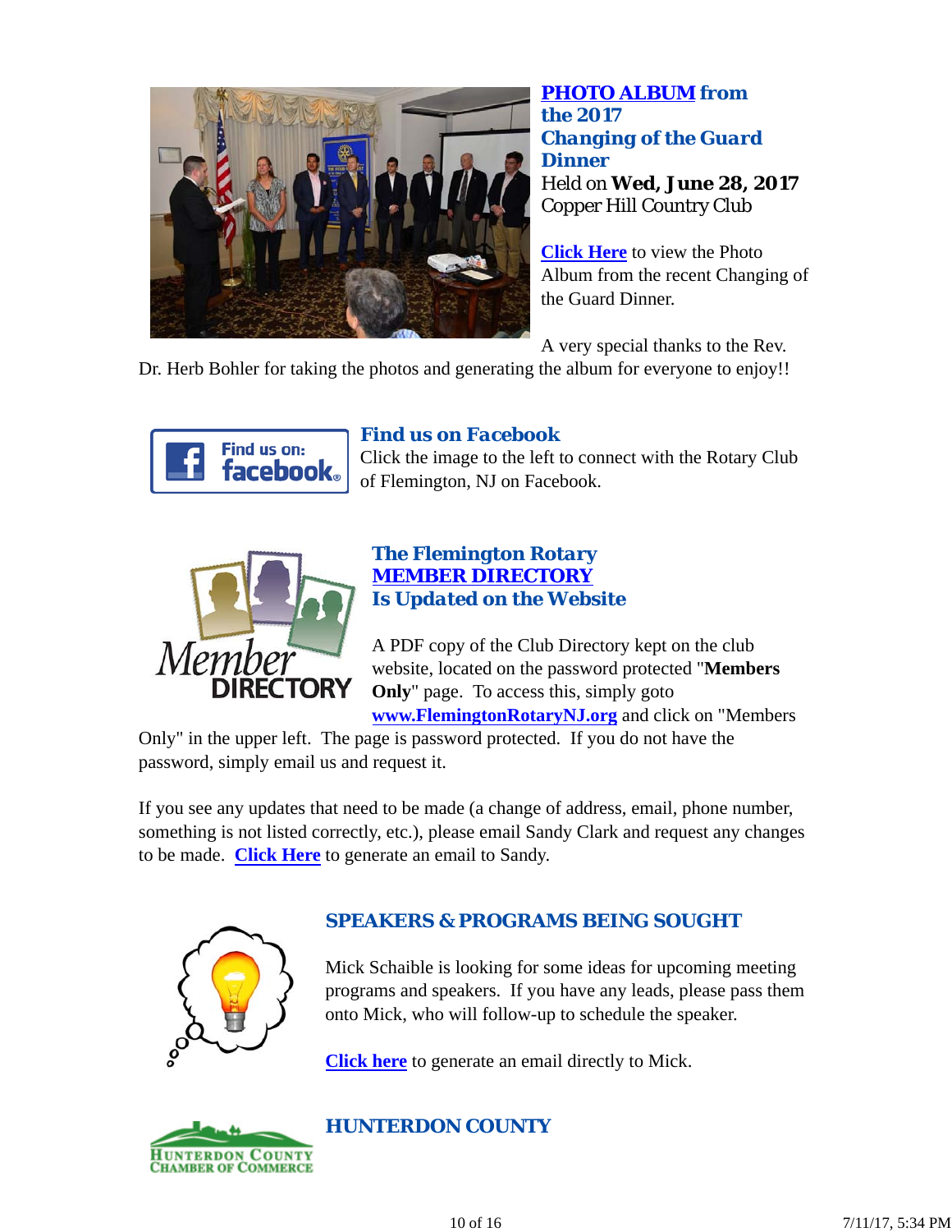### **PHOTO ALBUM from the 2017 Changing of the Guard Dinner**

Held on **Wed, June 28, 2017**
Copper Hill Country Club

**Click Here** to view the Photo Album from the recent Changing of the Guard Dinner.

A very special thanks to the Rev. Dr. Herb Bohler for taking the photos and generating the album for everyone to enjoy!!

### **Find us on Facebook**

Click the image to the left to connect with the Rotary Club of Flemington, NJ on Facebook.

### **The Flemington Rotary MEMBER DIRECTORY Is Updated on the Website**

A PDF copy of the Club Directory kept on the club website, located on the password protected "**Members Only**" page. To access this, simply goto **www.FlemingtonRotaryNJ.org** and click on "Members Only" in the upper left. The page is password protected. If you do not have the password, simply email us and request it.

If you see any updates that need to be made (a change of address, email, phone number, something is not listed correctly, etc.), please email Sandy Clark and request any changes to be made. **Click Here** to generate an email to Sandy.

### **SPEAKERS & PROGRAMS BEING SOUGHT**

Mick Schaible is looking for some ideas for upcoming meeting programs and speakers. If you have any leads, please pass them onto Mick, who will follow-up to schedule the speaker.

**Click here** to generate an email directly to Mick.

### **HUNTERDON COUNTY**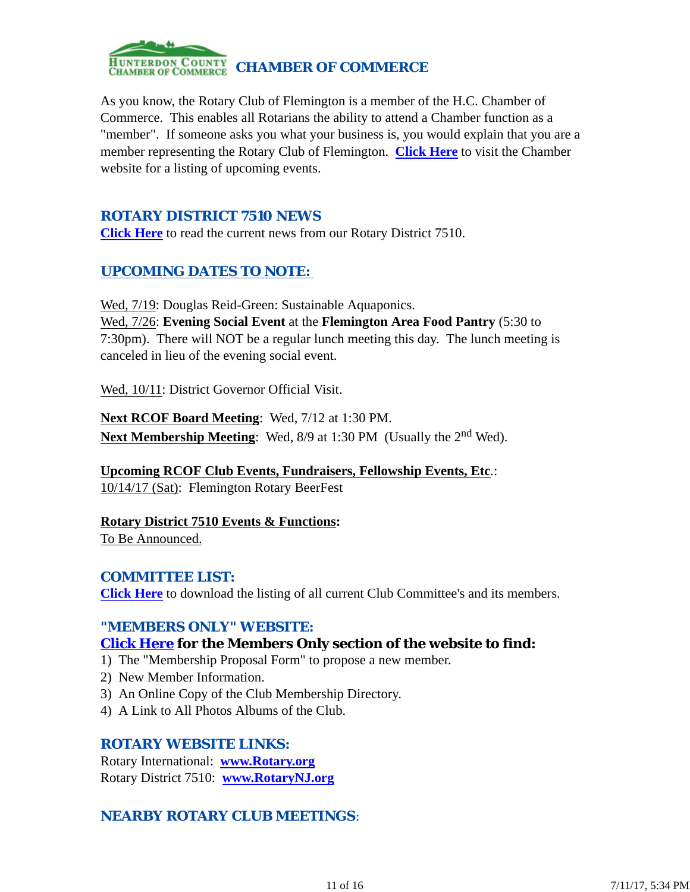## CHAMBER OF COMMERCE

As you know, the Rotary Club of Flemington is a member of the H.C. Chamber of Commerce. This enables all Rotarians the ability to attend a Chamber function as a "member". If someone asks you what your business is, you would explain that you are a member representing the Rotary Club of Flemington. **Click Here** to visit the Chamber website for a listing of upcoming events.

## ROTARY DISTRICT 7510 NEWS

**Click Here** to read the current news from our Rotary District 7510.

## UPCOMING DATES TO NOTE:

Wed, 7/19: Douglas Reid-Green: Sustainable Aquaponics.
Wed, 7/26: **Evening Social Event** at the **Flemington Area Food Pantry** (5:30 to 7:30pm). There will NOT be a regular lunch meeting this day. The lunch meeting is canceled in lieu of the evening social event.

Wed, 10/11: District Governor Official Visit.

**Next RCOF Board Meeting**: Wed, 7/12 at 1:30 PM.
**Next Membership Meeting**: Wed, 8/9 at 1:30 PM (Usually the 2nd Wed).

**Upcoming RCOF Club Events, Fundraisers, Fellowship Events, Etc**.:
10/14/17 (Sat): Flemington Rotary BeerFest

**Rotary District 7510 Events & Functions:**
To Be Announced.

## COMMITTEE LIST:

**Click Here** to download the listing of all current Club Committee's and its members.

## "MEMBERS ONLY" WEBSITE:

**Click Here for the Members Only section of the website to find:**

1) The "Membership Proposal Form" to propose a new member.
2) New Member Information.
3) An Online Copy of the Club Membership Directory.
4) A Link to All Photos Albums of the Club.

## ROTARY WEBSITE LINKS:

Rotary International: **www.Rotary.org**
Rotary District 7510: **www.RotaryNJ.org**

## NEARBY ROTARY CLUB MEETINGS: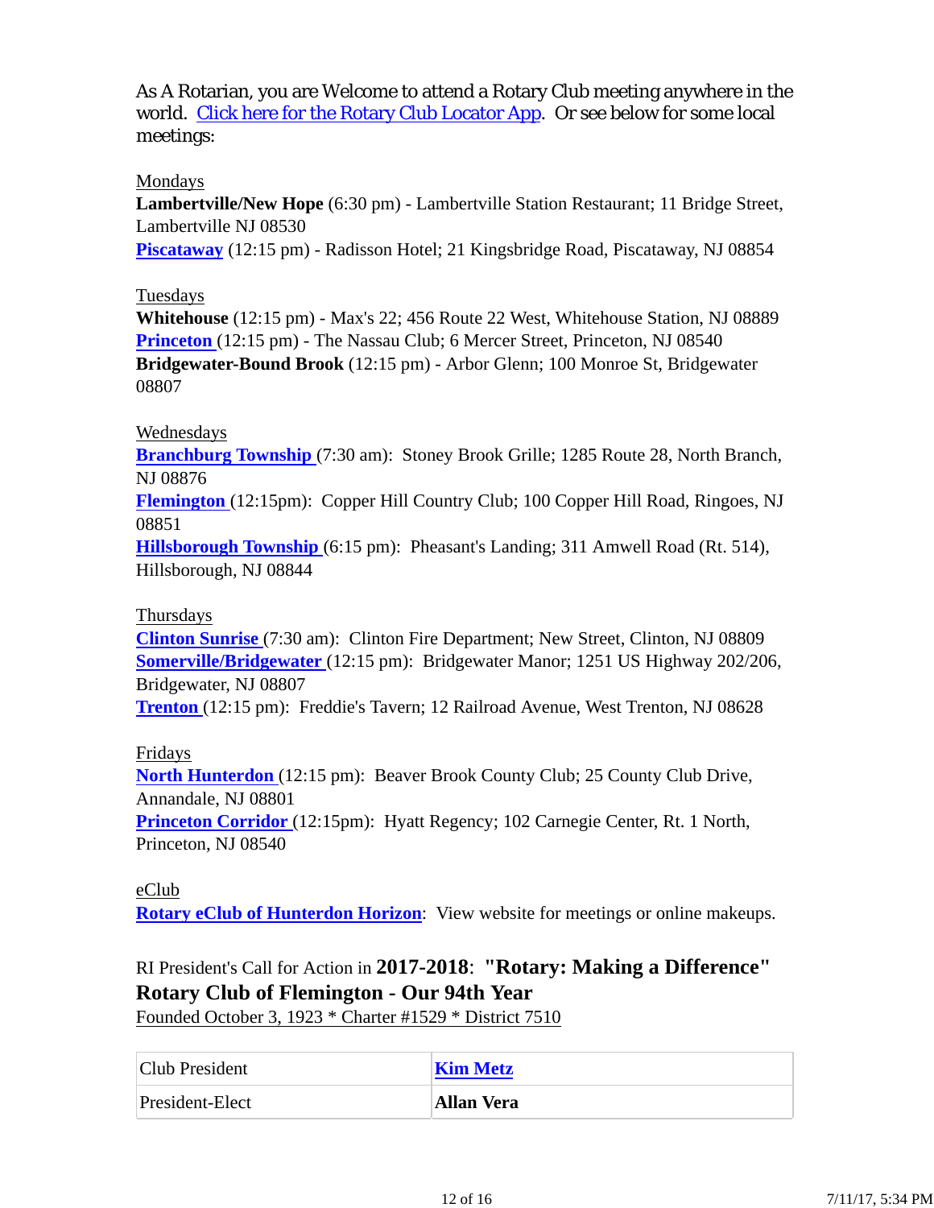As A Rotarian, you are Welcome to attend a Rotary Club meeting anywhere in the world. [Click here for the Rotary Club Locator App](). Or see below for some local meetings:

Mondays

**Lambertville/New Hope** (6:30 pm) - Lambertville Station Restaurant; 11 Bridge Street, Lambertville NJ 08530

**[Piscataway]()** (12:15 pm) - Radisson Hotel; 21 Kingsbridge Road, Piscataway, NJ 08854

Tuesdays

**Whitehouse** (12:15 pm) - Max's 22; 456 Route 22 West, Whitehouse Station, NJ 08889

**[Princeton]()** (12:15 pm) - The Nassau Club; 6 Mercer Street, Princeton, NJ 08540

**Bridgewater-Bound Brook** (12:15 pm) - Arbor Glenn; 100 Monroe St, Bridgewater 08807

Wednesdays

**[Branchburg Township]()** (7:30 am): Stoney Brook Grille; 1285 Route 28, North Branch, NJ 08876

**[Flemington]()** (12:15pm): Copper Hill Country Club; 100 Copper Hill Road, Ringoes, NJ 08851

**[Hillsborough Township]()** (6:15 pm): Pheasant's Landing; 311 Amwell Road (Rt. 514), Hillsborough, NJ 08844

Thursdays

**[Clinton Sunrise]()** (7:30 am): Clinton Fire Department; New Street, Clinton, NJ 08809

**[Somerville/Bridgewater]()** (12:15 pm): Bridgewater Manor; 1251 US Highway 202/206, Bridgewater, NJ 08807

**[Trenton]()** (12:15 pm): Freddie's Tavern; 12 Railroad Avenue, West Trenton, NJ 08628

Fridays

**[North Hunterdon]()** (12:15 pm): Beaver Brook County Club; 25 County Club Drive, Annandale, NJ 08801

**[Princeton Corridor]()** (12:15pm): Hyatt Regency; 102 Carnegie Center, Rt. 1 North, Princeton, NJ 08540

eClub

**[Rotary eClub of Hunterdon Horizon]()**: View website for meetings or online makeups.

RI President's Call for Action in **2017-2018**: **"Rotary: Making a Difference"**

**Rotary Club of Flemington - Our 94th Year**

Founded October 3, 1923 * Charter #1529 * District 7510

| Club President | **[Kim Metz]()** |
|---|---|
| President-Elect | **Allan Vera** |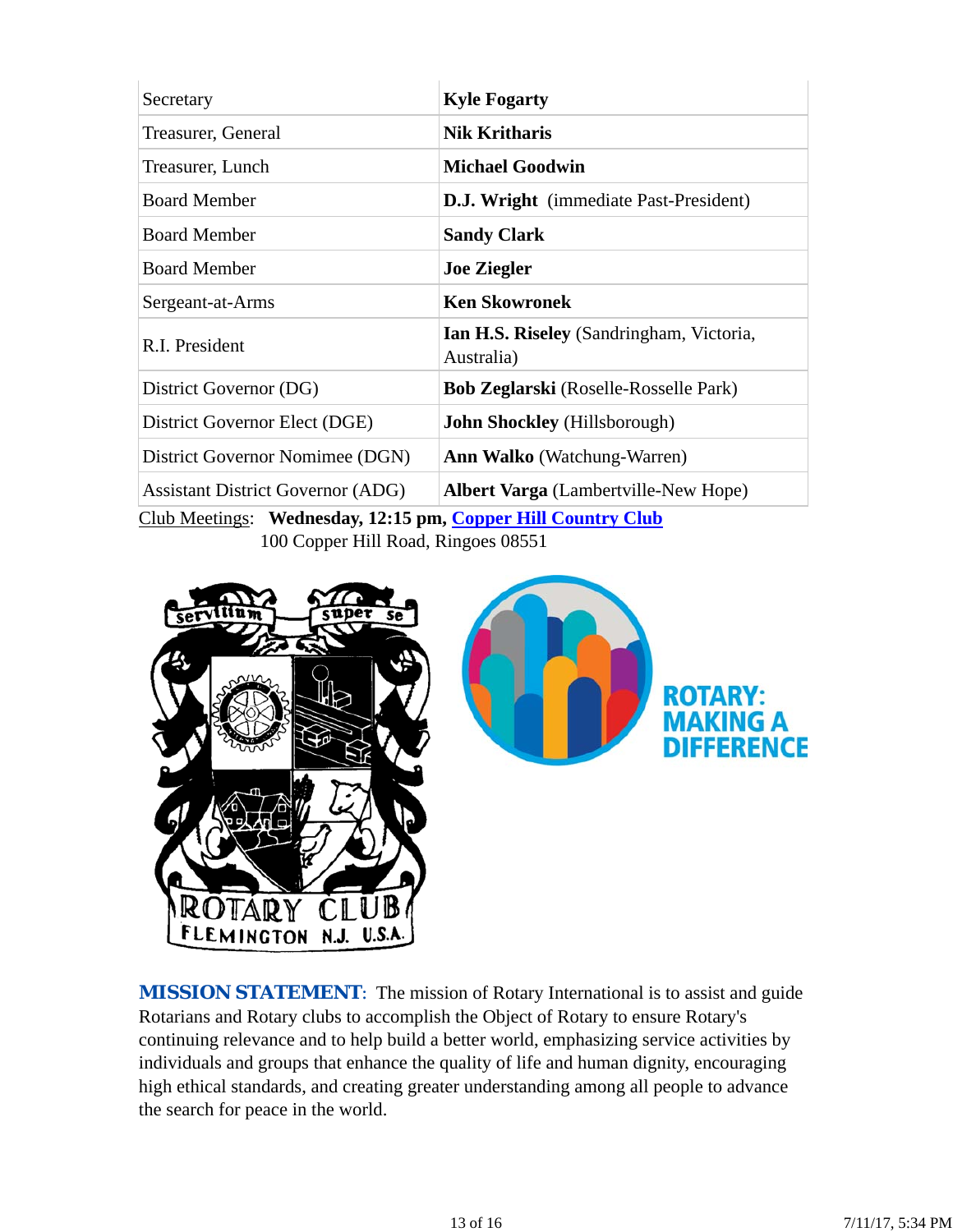| | |
|---|---|
| Secretary | **Kyle Fogarty** |
| Treasurer, General | **Nik Kritharis** |
| Treasurer, Lunch | **Michael Goodwin** |
| Board Member | **D.J. Wright** (immediate Past-President) |
| Board Member | **Sandy Clark** |
| Board Member | **Joe Ziegler** |
| Sergeant-at-Arms | **Ken Skowronek** |
| R.I. President | **Ian H.S. Riseley** (Sandringham, Victoria, Australia) |
| District Governor (DG) | **Bob Zeglarski** (Roselle-Rosselle Park) |
| District Governor Elect (DGE) | **John Shockley** (Hillsborough) |
| District Governor Nominee (DGN) | **Ann Walko** (Watchung-Warren) |
| Assistant District Governor (ADG) | **Albert Varga** (Lambertville-New Hope) |

Club Meetings: **Wednesday, 12:15 pm, Copper Hill Country Club**
100 Copper Hill Road, Ringoes 08551

**MISSION STATEMENT**: The mission of Rotary International is to assist and guide Rotarians and Rotary clubs to accomplish the Object of Rotary to ensure Rotary's continuing relevance and to help build a better world, emphasizing service activities by individuals and groups that enhance the quality of life and human dignity, encouraging high ethical standards, and creating greater understanding among all people to advance the search for peace in the world.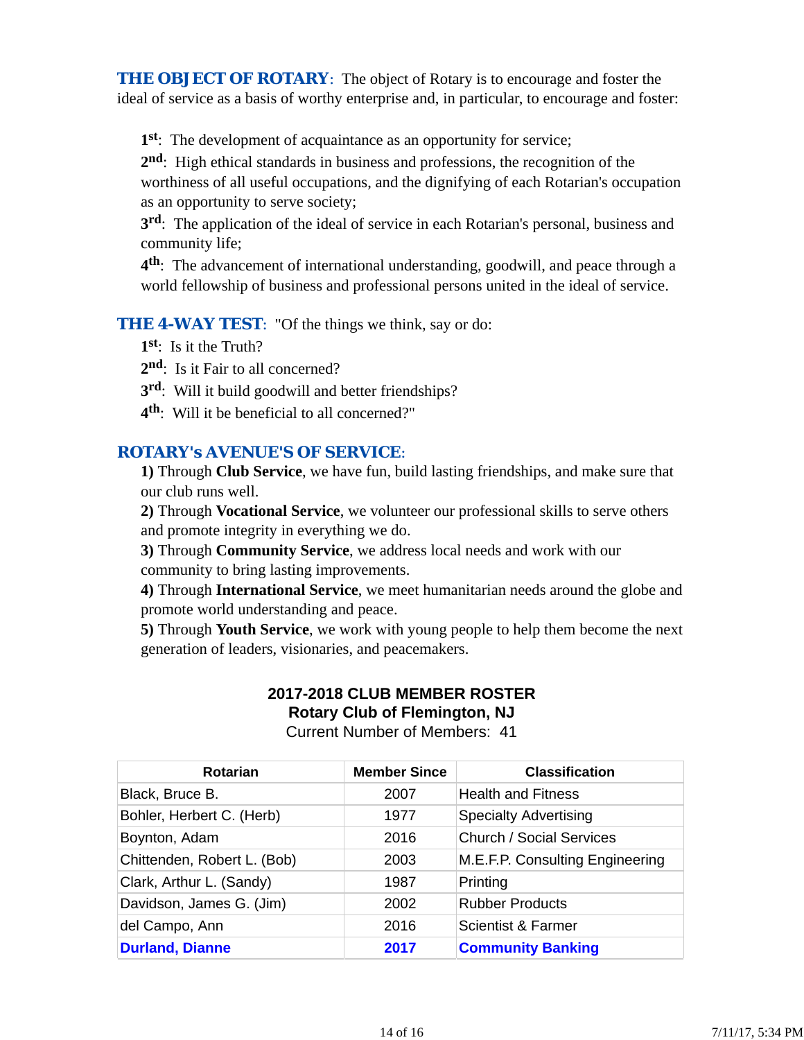**THE OBJECT OF ROTARY**: The object of Rotary is to encourage and foster the ideal of service as a basis of worthy enterprise and, in particular, to encourage and foster:

**1st**: The development of acquaintance as an opportunity for service;
**2nd**: High ethical standards in business and professions, the recognition of the worthiness of all useful occupations, and the dignifying of each Rotarian's occupation as an opportunity to serve society;
**3rd**: The application of the ideal of service in each Rotarian's personal, business and community life;
**4th**: The advancement of international understanding, goodwill, and peace through a world fellowship of business and professional persons united in the ideal of service.

**THE 4-WAY TEST**: "Of the things we think, say or do:
**1st**: Is it the Truth?
**2nd**: Is it Fair to all concerned?
**3rd**: Will it build goodwill and better friendships?
**4th**: Will it be beneficial to all concerned?"

**ROTARY's AVENUE'S OF SERVICE**:
**1)** Through **Club Service**, we have fun, build lasting friendships, and make sure that our club runs well.
**2)** Through **Vocational Service**, we volunteer our professional skills to serve others and promote integrity in everything we do.
**3)** Through **Community Service**, we address local needs and work with our community to bring lasting improvements.
**4)** Through **International Service**, we meet humanitarian needs around the globe and promote world understanding and peace.
**5)** Through **Youth Service**, we work with young people to help them become the next generation of leaders, visionaries, and peacemakers.

**2017-2018 CLUB MEMBER ROSTER**
**Rotary Club of Flemington, NJ**
Current Number of Members: 41

| Rotarian | Member Since | Classification |
|---|---|---|
| Black, Bruce B. | 2007 | Health and Fitness |
| Bohler, Herbert C. (Herb) | 1977 | Specialty Advertising |
| Boynton, Adam | 2016 | Church / Social Services |
| Chittenden, Robert L. (Bob) | 2003 | M.E.F.P. Consulting Engineering |
| Clark, Arthur L. (Sandy) | 1987 | Printing |
| Davidson, James G. (Jim) | 2002 | Rubber Products |
| del Campo, Ann | 2016 | Scientist & Farmer |
| **Durland, Dianne** | **2017** | **Community Banking** |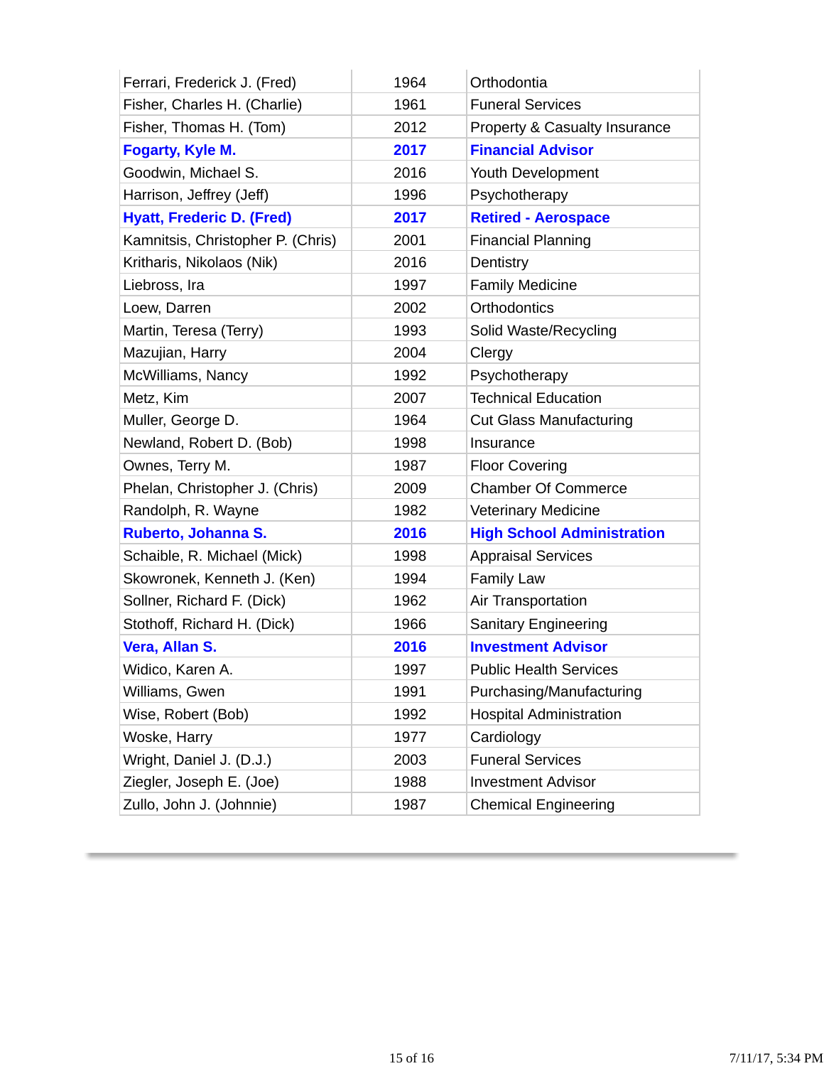| | | |
|---|---|---|
| Ferrari, Frederick J. (Fred) | 1964 | Orthodontia |
| Fisher, Charles H. (Charlie) | 1961 | Funeral Services |
| Fisher, Thomas H. (Tom) | 2012 | Property & Casualty Insurance |
| **Fogarty, Kyle M.** | **2017** | **Financial Advisor** |
| Goodwin, Michael S. | 2016 | Youth Development |
| Harrison, Jeffrey (Jeff) | 1996 | Psychotherapy |
| **Hyatt, Frederic D. (Fred)** | **2017** | **Retired - Aerospace** |
| Kamnitsis, Christopher P. (Chris) | 2001 | Financial Planning |
| Kritharis, Nikolaos (Nik) | 2016 | Dentistry |
| Liebross, Ira | 1997 | Family Medicine |
| Loew, Darren | 2002 | Orthodontics |
| Martin, Teresa (Terry) | 1993 | Solid Waste/Recycling |
| Mazujian, Harry | 2004 | Clergy |
| McWilliams, Nancy | 1992 | Psychotherapy |
| Metz, Kim | 2007 | Technical Education |
| Muller, George D. | 1964 | Cut Glass Manufacturing |
| Newland, Robert D. (Bob) | 1998 | Insurance |
| Ownes, Terry M. | 1987 | Floor Covering |
| Phelan, Christopher J. (Chris) | 2009 | Chamber Of Commerce |
| Randolph, R. Wayne | 1982 | Veterinary Medicine |
| **Ruberto, Johanna S.** | **2016** | **High School Administration** |
| Schaible, R. Michael (Mick) | 1998 | Appraisal Services |
| Skowronek, Kenneth J. (Ken) | 1994 | Family Law |
| Sollner, Richard F. (Dick) | 1962 | Air Transportation |
| Stothoff, Richard H. (Dick) | 1966 | Sanitary Engineering |
| **Vera, Allan S.** | **2016** | **Investment Advisor** |
| Widico, Karen A. | 1997 | Public Health Services |
| Williams, Gwen | 1991 | Purchasing/Manufacturing |
| Wise, Robert (Bob) | 1992 | Hospital Administration |
| Woske, Harry | 1977 | Cardiology |
| Wright, Daniel J. (D.J.) | 2003 | Funeral Services |
| Ziegler, Joseph E. (Joe) | 1988 | Investment Advisor |
| Zullo, John J. (Johnnie) | 1987 | Chemical Engineering |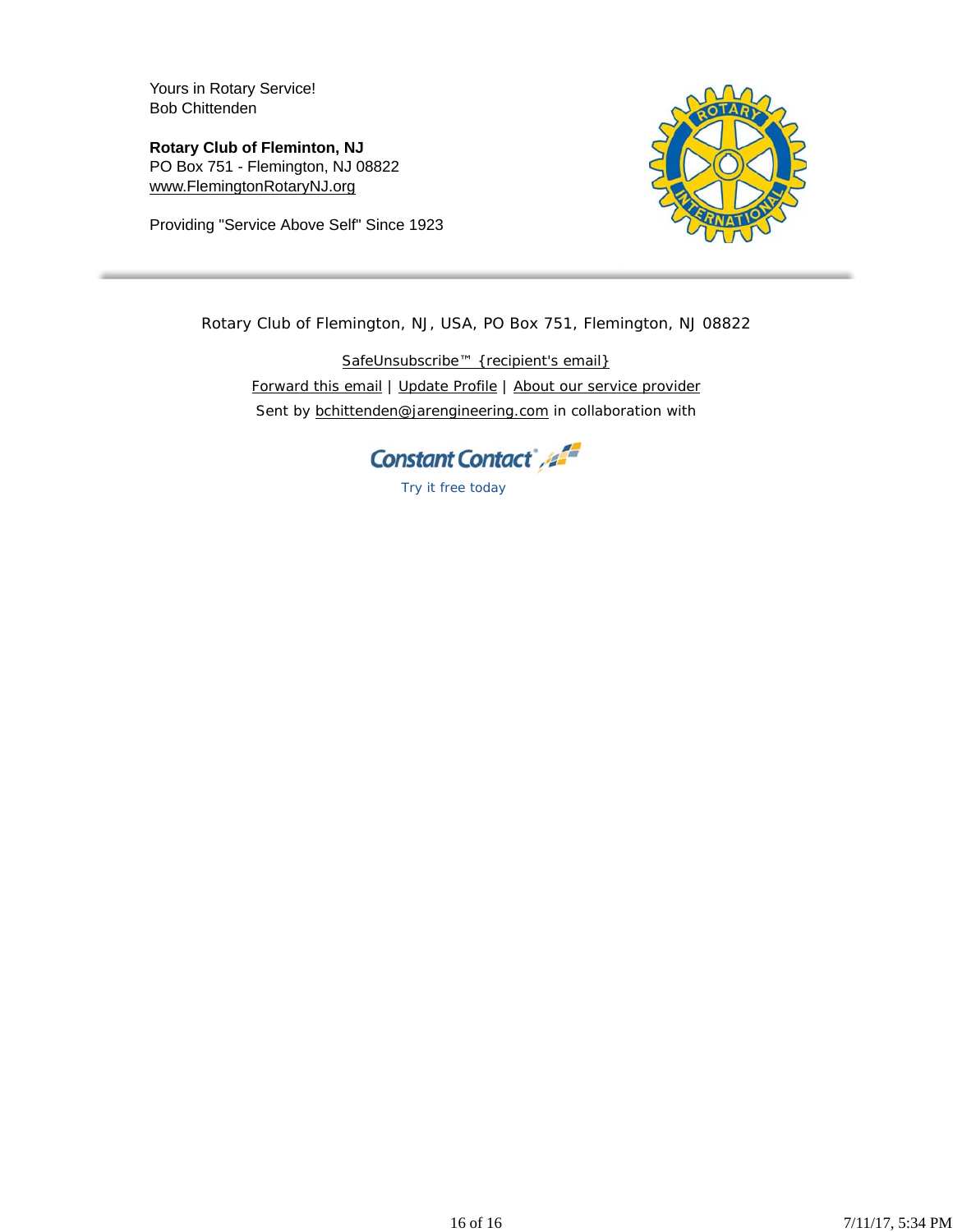Yours in Rotary Service!
Bob Chittenden

**Rotary Club of Fleminton, NJ**
PO Box 751 - Flemington, NJ 08822
www.FlemingtonRotaryNJ.org

Providing "Service Above Self" Since 1923

---

Rotary Club of Flemington, NJ, USA, PO Box 751, Flemington, NJ 08822

SafeUnsubscribe™ {recipient's email}

Forward this email | Update Profile | About our service provider

Sent by bchittenden@jarengineering.com in collaboration with

Constant Contact

Try it free today